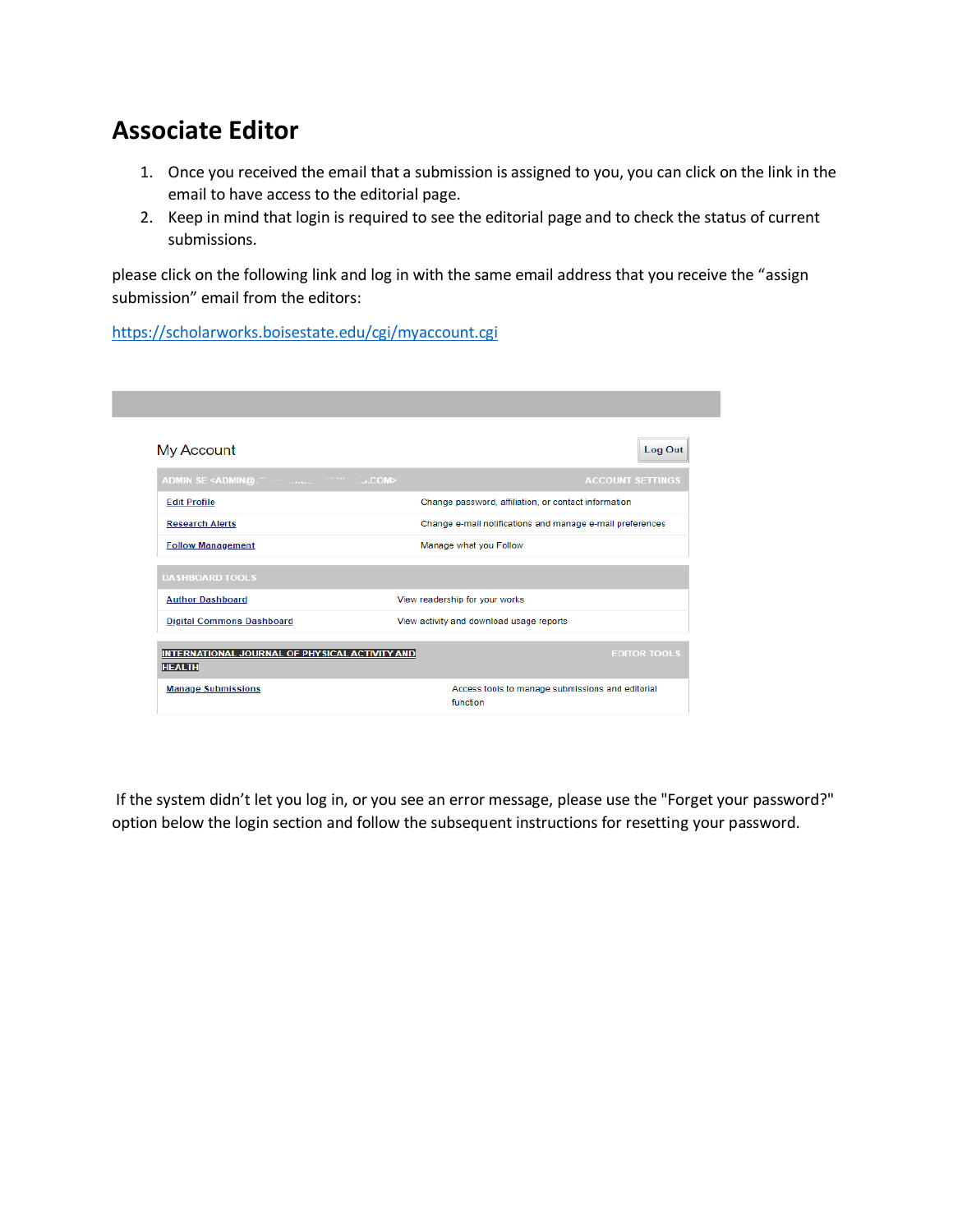## Associate Editor

1. Once you received the email that a submission is assigned to you, you can click on the link in the email to have access to the editorial page.
2. Keep in mind that login is required to see the editorial page and to check the status of current submissions.

please click on the following link and log in with the same email address that you receive the "assign submission" email from the editors:

https://scholarworks.boisestate.edu/cgi/myaccount.cgi

My Account

Log Out

| ADMIN SE <ADMIN@...COM> | ACCOUNT SETTINGS |
|---|---|
| Edit Profile | Change password, affiliation, or contact information |
| Research Alerts | Change e-mail notifications and manage e-mail preferences |
| Follow Management | Manage what you Follow |

| DASHBOARD TOOLS | |
|---|---|
| Author Dashboard | View readership for your works |
| Digital Commons Dashboard | View activity and download usage reports |

| INTERNATIONAL JOURNAL OF PHYSICAL ACTIVITY AND HEALTH | EDITOR TOOLS |
|---|---|
| Manage Submissions | Access tools to manage submissions and editorial function |

If the system didn't let you log in, or you see an error message, please use the "Forget your password?" option below the login section and follow the subsequent instructions for resetting your password.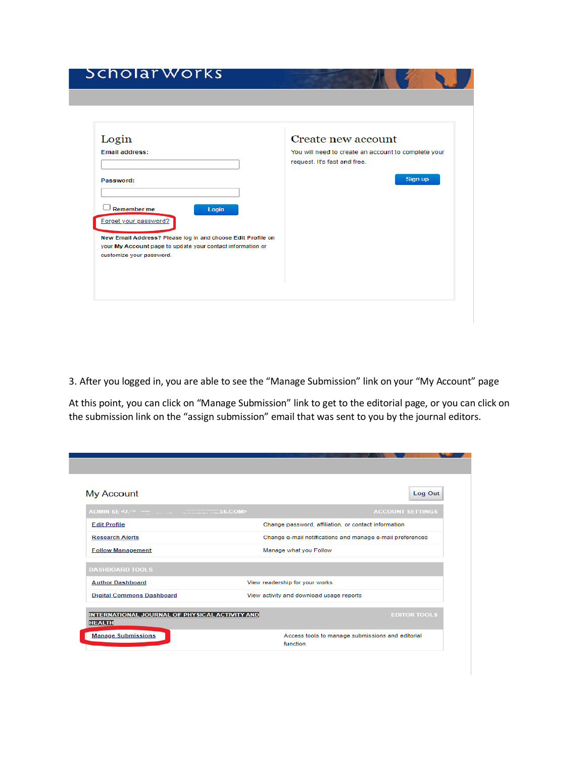ScholarWorks

## Login

Email address:

Password:

Remember me

Login

Forget your password?

**New Email Address?** Please log in and choose **Edit Profile** on your **My Account** page to update your contact information or customize your password.

## Create new account

You will need to create an account to complete your request. It's fast and free.

Sign up

3. After you logged in, you are able to see the "Manage Submission" link on your "My Account" page

At this point, you can click on "Manage Submission" link to get to the editorial page, or you can click on the submission link on the "assign submission" email that was sent to you by the journal editors.

## My Account

Log Out

| ADMIN SE ... .COM> | ACCOUNT SETTINGS |
|---|---|
| Edit Profile | Change password, affiliation, or contact information |
| Research Alerts | Change e-mail notifications and manage e-mail preferences |
| Follow Management | Manage what you Follow |

| DASHBOARD TOOLS | |
|---|---|
| Author Dashboard | View readership for your works |
| Digital Commons Dashboard | View activity and download usage reports |

| INTERNATIONAL JOURNAL OF PHYSICAL ACTIVITY AND HEALTH | EDITOR TOOLS |
|---|---|
| Manage Submissions | Access tools to manage submissions and editorial function |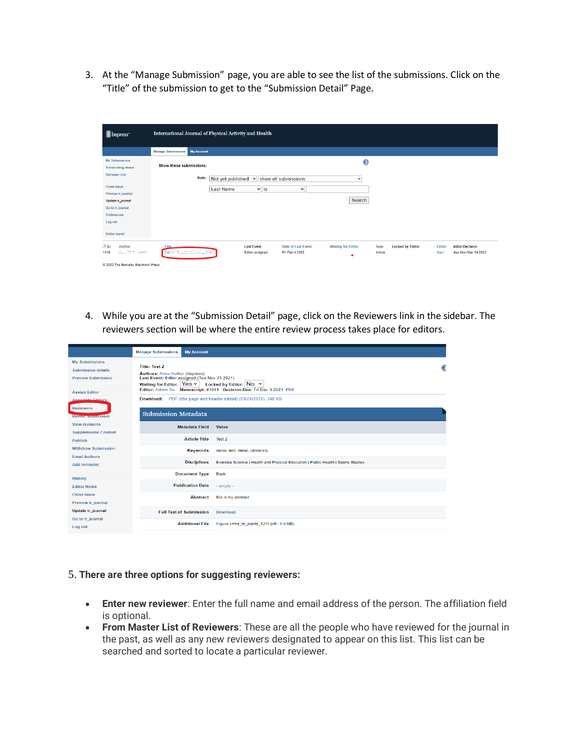3. At the "Manage Submission" page, you are able to see the list of the submissions. Click on the "Title" of the submission to get to the "Submission Detail" Page.

4. While you are at the "Submission Detail" page, click on the Reviewers link in the sidebar. The reviewers section will be where the entire review process takes place for editors.

5. **There are three options for suggesting reviewers:**

- **Enter new reviewer**: Enter the full name and email address of the person. The affiliation field is optional.
- **From Master List of Reviewers**: These are all the people who have reviewed for the journal in the past, as well as any new reviewers designated to appear on this list. This list can be searched and sorted to locate a particular reviewer.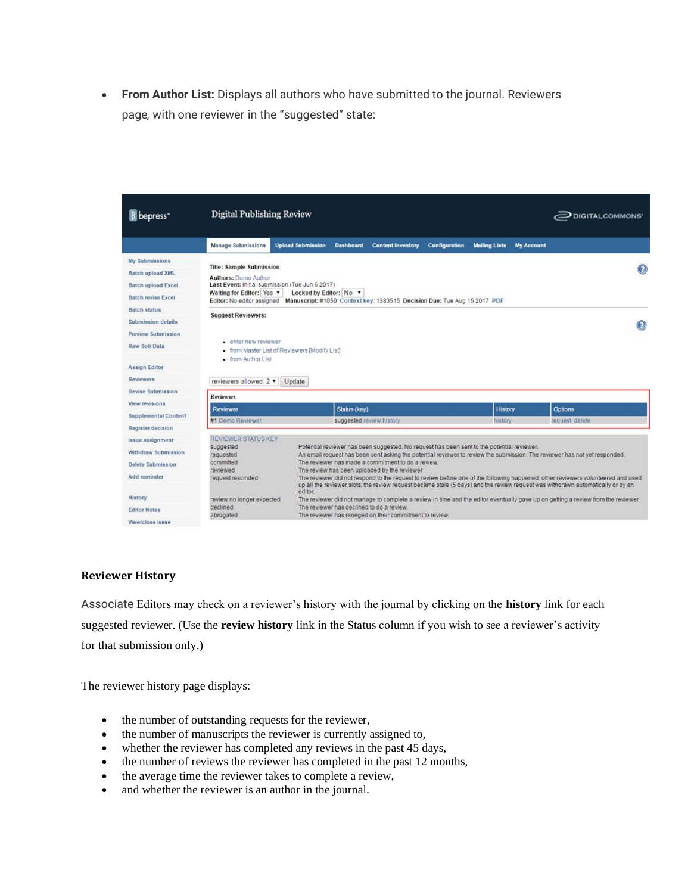- **From Author List:** Displays all authors who have submitted to the journal. Reviewers page, with one reviewer in the "suggested" state:

### Reviewer History

Associate Editors may check on a reviewer's history with the journal by clicking on the **history** link for each suggested reviewer. (Use the **review history** link in the Status column if you wish to see a reviewer's activity for that submission only.)

The reviewer history page displays:

- the number of outstanding requests for the reviewer,
- the number of manuscripts the reviewer is currently assigned to,
- whether the reviewer has completed any reviews in the past 45 days,
- the number of reviews the reviewer has completed in the past 12 months,
- the average time the reviewer takes to complete a review,
- and whether the reviewer is an author in the journal.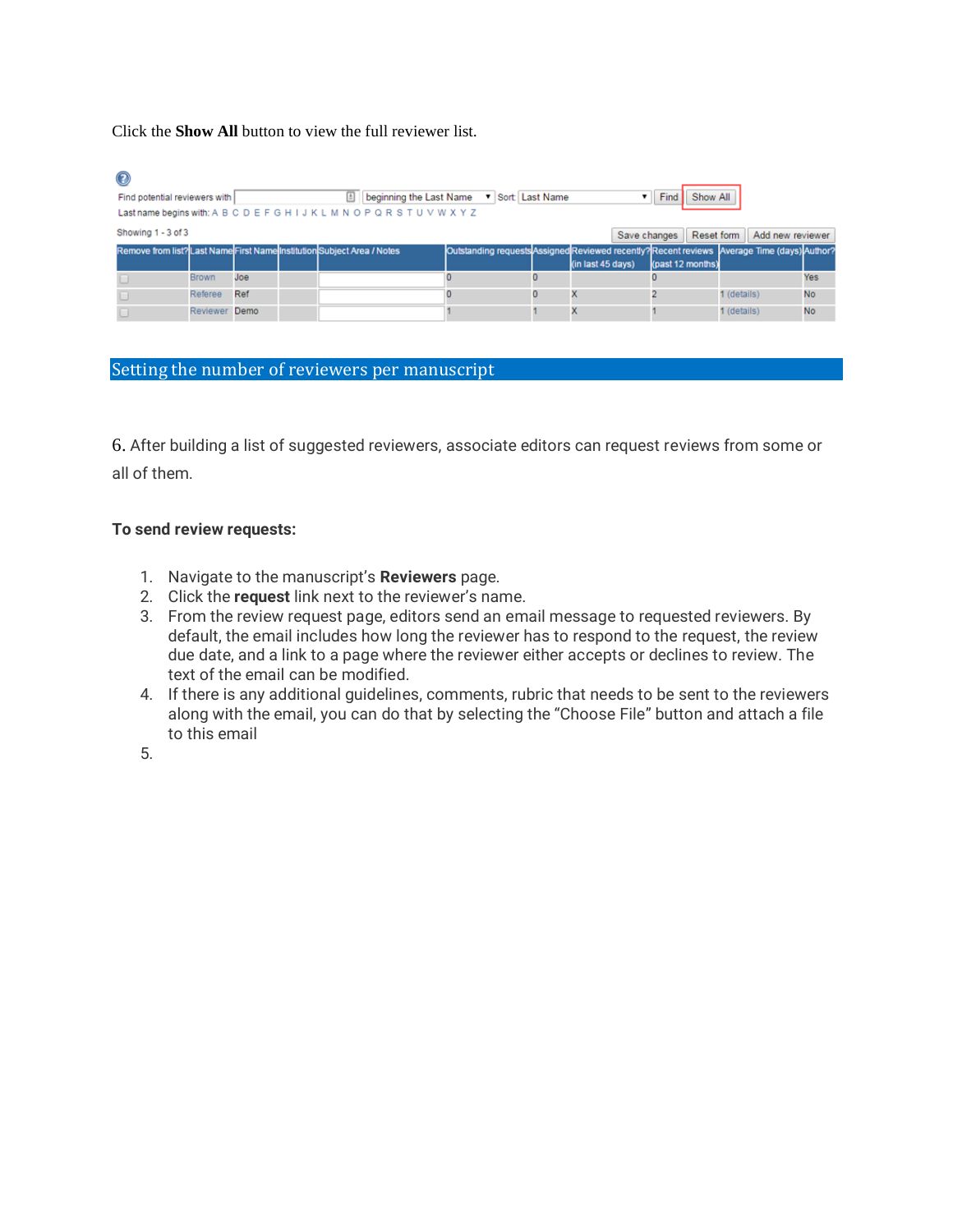Click the **Show All** button to view the full reviewer list.

Find potential reviewers with [ ] beginning the Last Name Sort: Last Name Find Show All

Last name begins with: A B C D E F G H I J K L M N O P Q R S T U V W X Y Z

Showing 1 - 3 of 3

Save changes Reset form Add new reviewer

| Remove from list? | Last Name | First Name | Institution | Subject Area / Notes | Outstanding requests | Assigned | Reviewed recently? (in last 45 days) | Recent reviews (past 12 months) | Average Time (days) | Author? |
|---|---|---|---|---|---|---|---|---|---|---|
| | Brown | Joe | | | 0 | 0 | | 0 | | Yes |
| | Referee | Ref | | | 0 | 0 | X | 2 | 1 (details) | No |
| | Reviewer | Demo | | | 1 | 1 | X | 1 | 1 (details) | No |

## Setting the number of reviewers per manuscript

6. After building a list of suggested reviewers, associate editors can request reviews from some or all of them.

**To send review requests:**

1. Navigate to the manuscript's **Reviewers** page.
2. Click the **request** link next to the reviewer's name.
3. From the review request page, editors send an email message to requested reviewers. By default, the email includes how long the reviewer has to respond to the request, the review due date, and a link to a page where the reviewer either accepts or declines to review. The text of the email can be modified.
4. If there is any additional guidelines, comments, rubric that needs to be sent to the reviewers along with the email, you can do that by selecting the "Choose File" button and attach a file to this email
5.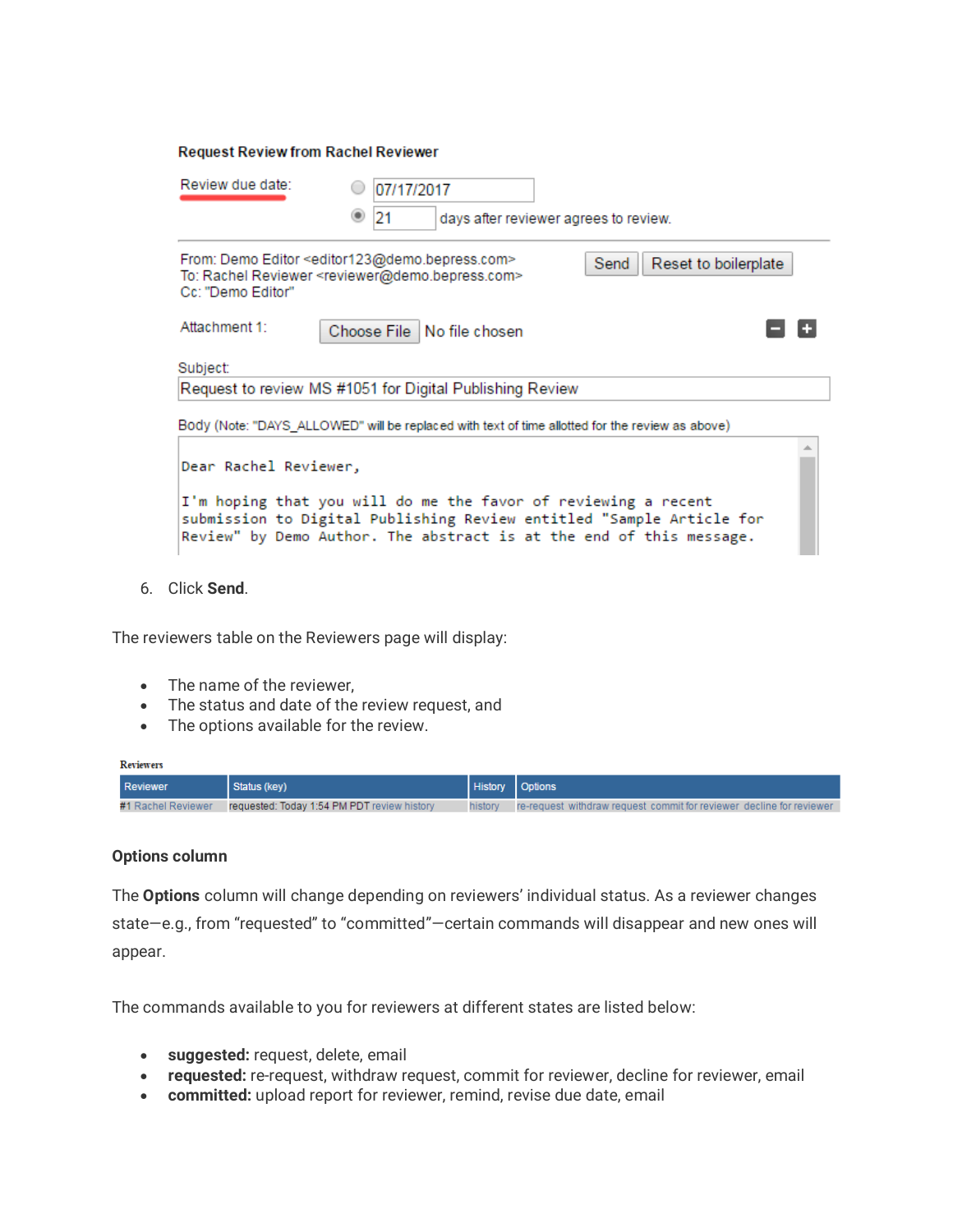**Request Review from Rachel Reviewer**

Review due date: 07/17/2017

21 days after reviewer agrees to review.

From: Demo Editor <editor123@demo.bepress.com>
To: Rachel Reviewer <reviewer@demo.bepress.com>
Cc: "Demo Editor"

Send | Reset to boilerplate

Attachment 1: Choose File No file chosen

Subject:
Request to review MS #1051 for Digital Publishing Review

Body (Note: "DAYS_ALLOWED" will be replaced with text of time allotted for the review as above)

```
Dear Rachel Reviewer,

I'm hoping that you will do me the favor of reviewing a recent
submission to Digital Publishing Review entitled "Sample Article for
Review" by Demo Author. The abstract is at the end of this message.
```

6. Click **Send**.

The reviewers table on the Reviewers page will display:

- The name of the reviewer,
- The status and date of the review request, and
- The options available for the review.

**Reviewers**

| Reviewer | Status (key) | History | Options |
|---|---|---|---|
| #1 Rachel Reviewer | requested: Today 1:54 PM PDT review history | history | re-request withdraw request commit for reviewer decline for reviewer |

#### Options column

The **Options** column will change depending on reviewers' individual status. As a reviewer changes state—e.g., from "requested" to "committed"—certain commands will disappear and new ones will appear.

The commands available to you for reviewers at different states are listed below:

- **suggested:** request, delete, email
- **requested:** re-request, withdraw request, commit for reviewer, decline for reviewer, email
- **committed:** upload report for reviewer, remind, revise due date, email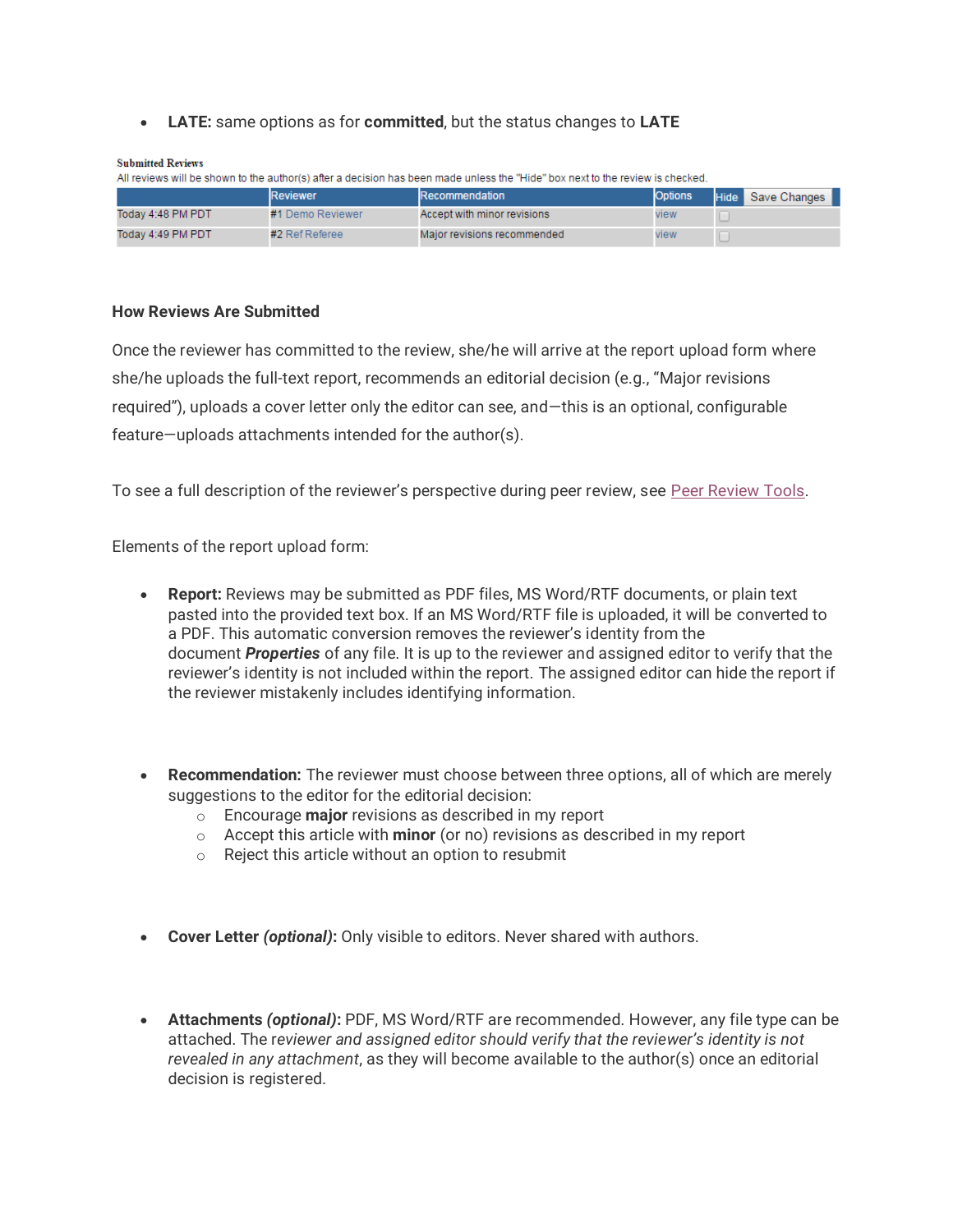- **LATE:** same options as for **committed**, but the status changes to **LATE**

**Submitted Reviews**

All reviews will be shown to the author(s) after a decision has been made unless the "Hide" box next to the review is checked.

| | Reviewer | Recommendation | Options | Hide Save Changes |
|---|---|---|---|---|
| Today 4:48 PM PDT | #1 Demo Reviewer | Accept with minor revisions | view | ☐ |
| Today 4:49 PM PDT | #2 Ref Referee | Major revisions recommended | view | ☐ |

**How Reviews Are Submitted**

Once the reviewer has committed to the review, she/he will arrive at the report upload form where she/he uploads the full-text report, recommends an editorial decision (e.g., "Major revisions required"), uploads a cover letter only the editor can see, and—this is an optional, configurable feature—uploads attachments intended for the author(s).

To see a full description of the reviewer's perspective during peer review, see Peer Review Tools.

Elements of the report upload form:

- **Report:** Reviews may be submitted as PDF files, MS Word/RTF documents, or plain text pasted into the provided text box. If an MS Word/RTF file is uploaded, it will be converted to a PDF. This automatic conversion removes the reviewer's identity from the document ***Properties*** of any file. It is up to the reviewer and assigned editor to verify that the reviewer's identity is not included within the report. The assigned editor can hide the report if the reviewer mistakenly includes identifying information.

- **Recommendation:** The reviewer must choose between three options, all of which are merely suggestions to the editor for the editorial decision:
  - Encourage **major** revisions as described in my report
  - Accept this article with **minor** (or no) revisions as described in my report
  - Reject this article without an option to resubmit

- **Cover Letter *(optional)*:** Only visible to editors. Never shared with authors.

- **Attachments *(optional)*:** PDF, MS Word/RTF are recommended. However, any file type can be attached. The *reviewer and assigned editor should verify that the reviewer's identity is not revealed in any attachment*, as they will become available to the author(s) once an editorial decision is registered.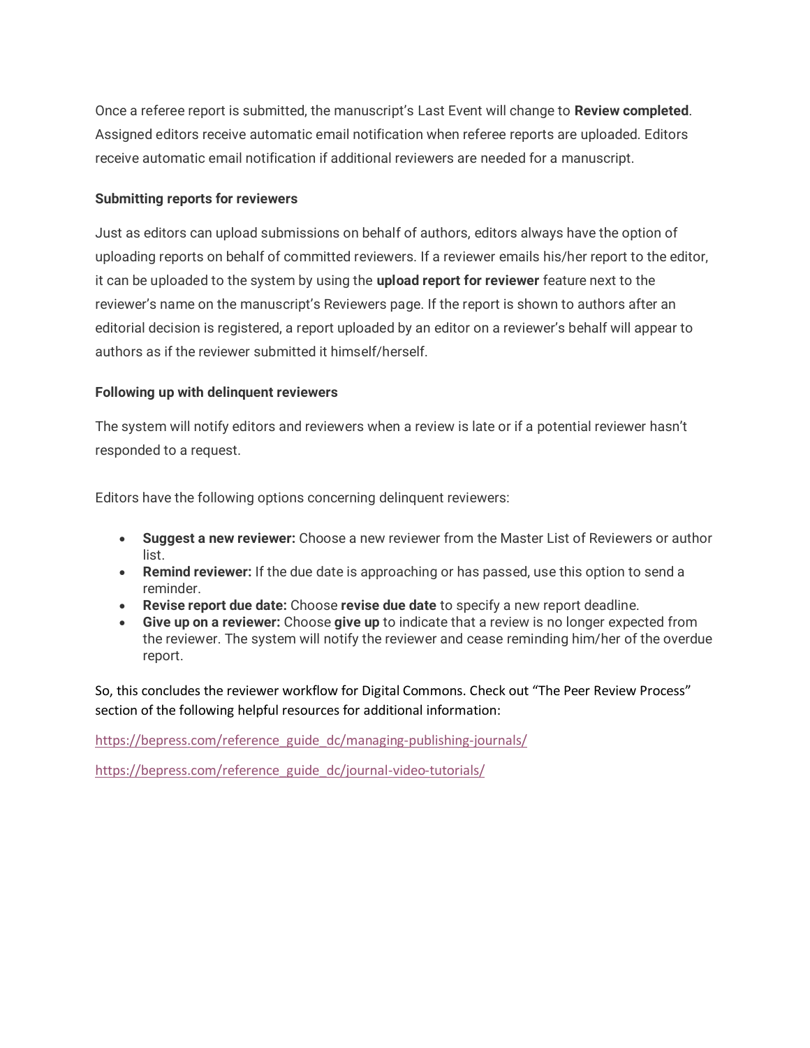Once a referee report is submitted, the manuscript's Last Event will change to **Review completed**. Assigned editors receive automatic email notification when referee reports are uploaded. Editors receive automatic email notification if additional reviewers are needed for a manuscript.

**Submitting reports for reviewers**

Just as editors can upload submissions on behalf of authors, editors always have the option of uploading reports on behalf of committed reviewers. If a reviewer emails his/her report to the editor, it can be uploaded to the system by using the **upload report for reviewer** feature next to the reviewer's name on the manuscript's Reviewers page. If the report is shown to authors after an editorial decision is registered, a report uploaded by an editor on a reviewer's behalf will appear to authors as if the reviewer submitted it himself/herself.

**Following up with delinquent reviewers**

The system will notify editors and reviewers when a review is late or if a potential reviewer hasn't responded to a request.

Editors have the following options concerning delinquent reviewers:

- **Suggest a new reviewer:** Choose a new reviewer from the Master List of Reviewers or author list.
- **Remind reviewer:** If the due date is approaching or has passed, use this option to send a reminder.
- **Revise report due date:** Choose **revise due date** to specify a new report deadline.
- **Give up on a reviewer:** Choose **give up** to indicate that a review is no longer expected from the reviewer. The system will notify the reviewer and cease reminding him/her of the overdue report.

So, this concludes the reviewer workflow for Digital Commons. Check out "The Peer Review Process" section of the following helpful resources for additional information:

https://bepress.com/reference_guide_dc/managing-publishing-journals/

https://bepress.com/reference_guide_dc/journal-video-tutorials/